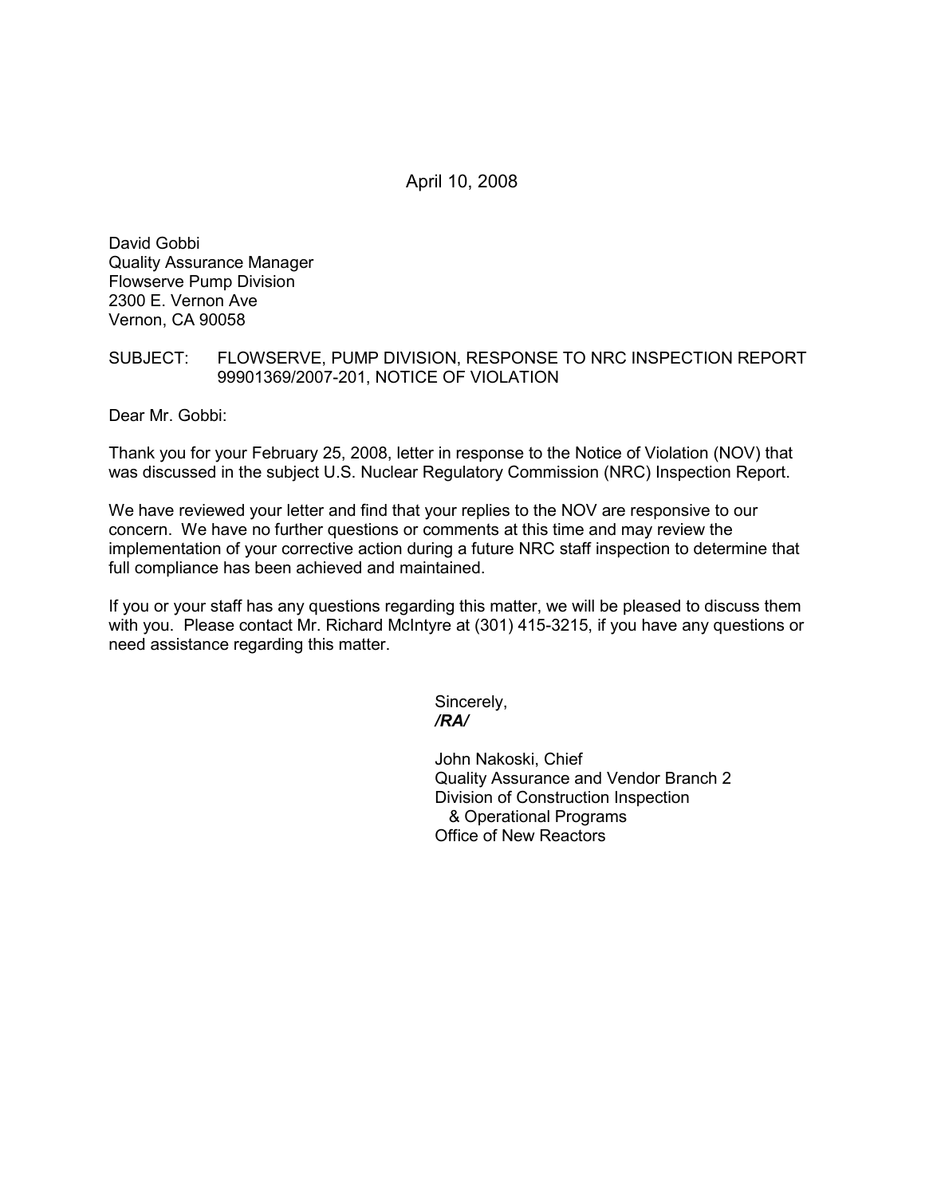April 10, 2008

David Gobbi
Quality Assurance Manager
Flowserve Pump Division
2300 E. Vernon Ave
Vernon, CA 90058

SUBJECT: FLOWSERVE, PUMP DIVISION, RESPONSE TO NRC INSPECTION REPORT 99901369/2007-201, NOTICE OF VIOLATION

Dear Mr. Gobbi:

Thank you for your February 25, 2008, letter in response to the Notice of Violation (NOV) that was discussed in the subject U.S. Nuclear Regulatory Commission (NRC) Inspection Report.

We have reviewed your letter and find that your replies to the NOV are responsive to our concern. We have no further questions or comments at this time and may review the implementation of your corrective action during a future NRC staff inspection to determine that full compliance has been achieved and maintained.

If you or your staff has any questions regarding this matter, we will be pleased to discuss them with you. Please contact Mr. Richard McIntyre at (301) 415-3215, if you have any questions or need assistance regarding this matter.

Sincerely,
***/RA/***

John Nakoski, Chief
Quality Assurance and Vendor Branch 2
Division of Construction Inspection
& Operational Programs
Office of New Reactors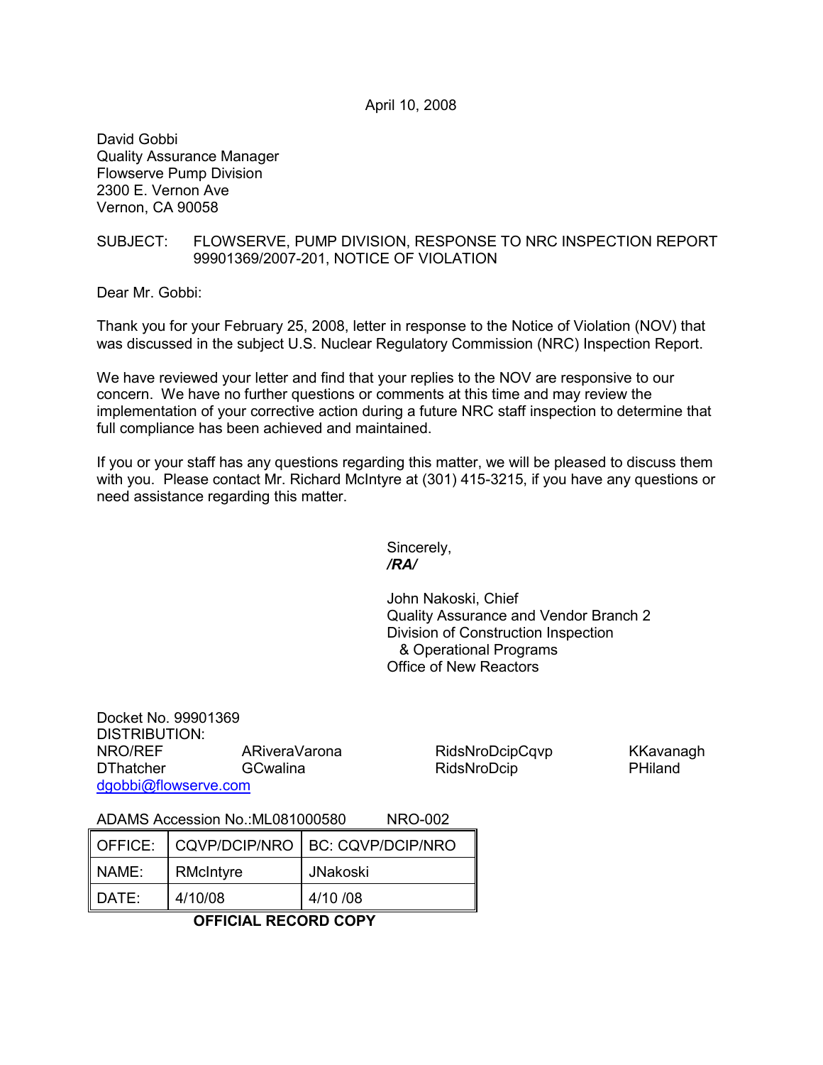April 10, 2008

David Gobbi
Quality Assurance Manager
Flowserve Pump Division
2300 E. Vernon Ave
Vernon, CA 90058

SUBJECT: FLOWSERVE, PUMP DIVISION, RESPONSE TO NRC INSPECTION REPORT 99901369/2007-201, NOTICE OF VIOLATION

Dear Mr. Gobbi:

Thank you for your February 25, 2008, letter in response to the Notice of Violation (NOV) that was discussed in the subject U.S. Nuclear Regulatory Commission (NRC) Inspection Report.

We have reviewed your letter and find that your replies to the NOV are responsive to our concern. We have no further questions or comments at this time and may review the implementation of your corrective action during a future NRC staff inspection to determine that full compliance has been achieved and maintained.

If you or your staff has any questions regarding this matter, we will be pleased to discuss them with you. Please contact Mr. Richard McIntyre at (301) 415-3215, if you have any questions or need assistance regarding this matter.

Sincerely,
***/RA/***

John Nakoski, Chief
Quality Assurance and Vendor Branch 2
Division of Construction Inspection
& Operational Programs
Office of New Reactors

Docket No. 99901369
DISTRIBUTION:

| | | | |
|---|---|---|---|
| NRO/REF | ARiveraVarona | RidsNroDcipCqvp | KKavanagh |
| DThatcher | GCwalina | RidsNroDcip | PHiland |

dgobbi@flowserve.com

ADAMS Accession No.:ML081000580 NRO-002

| OFFICE: | CQVP/DCIP/NRO | BC: CQVP/DCIP/NRO |
|---|---|---|
| NAME: | RMcIntyre | JNakoski |
| DATE: | 4/10/08 | 4/10 /08 |

**OFFICIAL RECORD COPY**